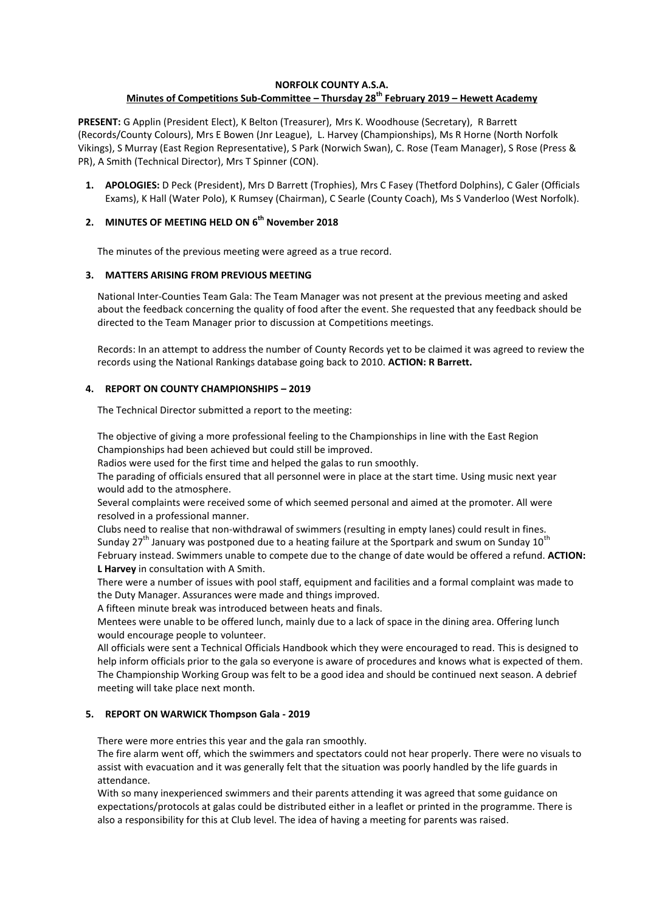**NORFOLK COUNTY A.S.A.**

**Minutes of Competitions Sub-Committee – Thursday 28th February 2019 – Hewett Academy**

**PRESENT:** G Applin (President Elect), K Belton (Treasurer), Mrs K. Woodhouse (Secretary), R Barrett (Records/County Colours), Mrs E Bowen (Jnr League), L. Harvey (Championships), Ms R Horne (North Norfolk Vikings), S Murray (East Region Representative), S Park (Norwich Swan), C. Rose (Team Manager), S Rose (Press & PR), A Smith (Technical Director), Mrs T Spinner (CON).

1. **APOLOGIES:** D Peck (President), Mrs D Barrett (Trophies), Mrs C Fasey (Thetford Dolphins), C Galer (Officials Exams), K Hall (Water Polo), K Rumsey (Chairman), C Searle (County Coach), Ms S Vanderloo (West Norfolk).

2. **MINUTES OF MEETING HELD ON 6th November 2018**

   The minutes of the previous meeting were agreed as a true record.

3. **MATTERS ARISING FROM PREVIOUS MEETING**

   National Inter-Counties Team Gala: The Team Manager was not present at the previous meeting and asked about the feedback concerning the quality of food after the event. She requested that any feedback should be directed to the Team Manager prior to discussion at Competitions meetings.

   Records: In an attempt to address the number of County Records yet to be claimed it was agreed to review the records using the National Rankings database going back to 2010. **ACTION: R Barrett.**

4. **REPORT ON COUNTY CHAMPIONSHIPS – 2019**

   The Technical Director submitted a report to the meeting:

   The objective of giving a more professional feeling to the Championships in line with the East Region Championships had been achieved but could still be improved.
   Radios were used for the first time and helped the galas to run smoothly.
   The parading of officials ensured that all personnel were in place at the start time. Using music next year would add to the atmosphere.
   Several complaints were received some of which seemed personal and aimed at the promoter. All were resolved in a professional manner.
   Clubs need to realise that non-withdrawal of swimmers (resulting in empty lanes) could result in fines.
   Sunday 27th January was postponed due to a heating failure at the Sportpark and swum on Sunday 10th February instead. Swimmers unable to compete due to the change of date would be offered a refund. **ACTION: L Harvey** in consultation with A Smith.
   There were a number of issues with pool staff, equipment and facilities and a formal complaint was made to the Duty Manager. Assurances were made and things improved.
   A fifteen minute break was introduced between heats and finals.
   Mentees were unable to be offered lunch, mainly due to a lack of space in the dining area. Offering lunch would encourage people to volunteer.
   All officials were sent a Technical Officials Handbook which they were encouraged to read. This is designed to help inform officials prior to the gala so everyone is aware of procedures and knows what is expected of them.
   The Championship Working Group was felt to be a good idea and should be continued next season. A debrief meeting will take place next month.

5. **REPORT ON WARWICK Thompson Gala - 2019**

   There were more entries this year and the gala ran smoothly.
   The fire alarm went off, which the swimmers and spectators could not hear properly. There were no visuals to assist with evacuation and it was generally felt that the situation was poorly handled by the life guards in attendance.
   With so many inexperienced swimmers and their parents attending it was agreed that some guidance on expectations/protocols at galas could be distributed either in a leaflet or printed in the programme. There is also a responsibility for this at Club level. The idea of having a meeting for parents was raised.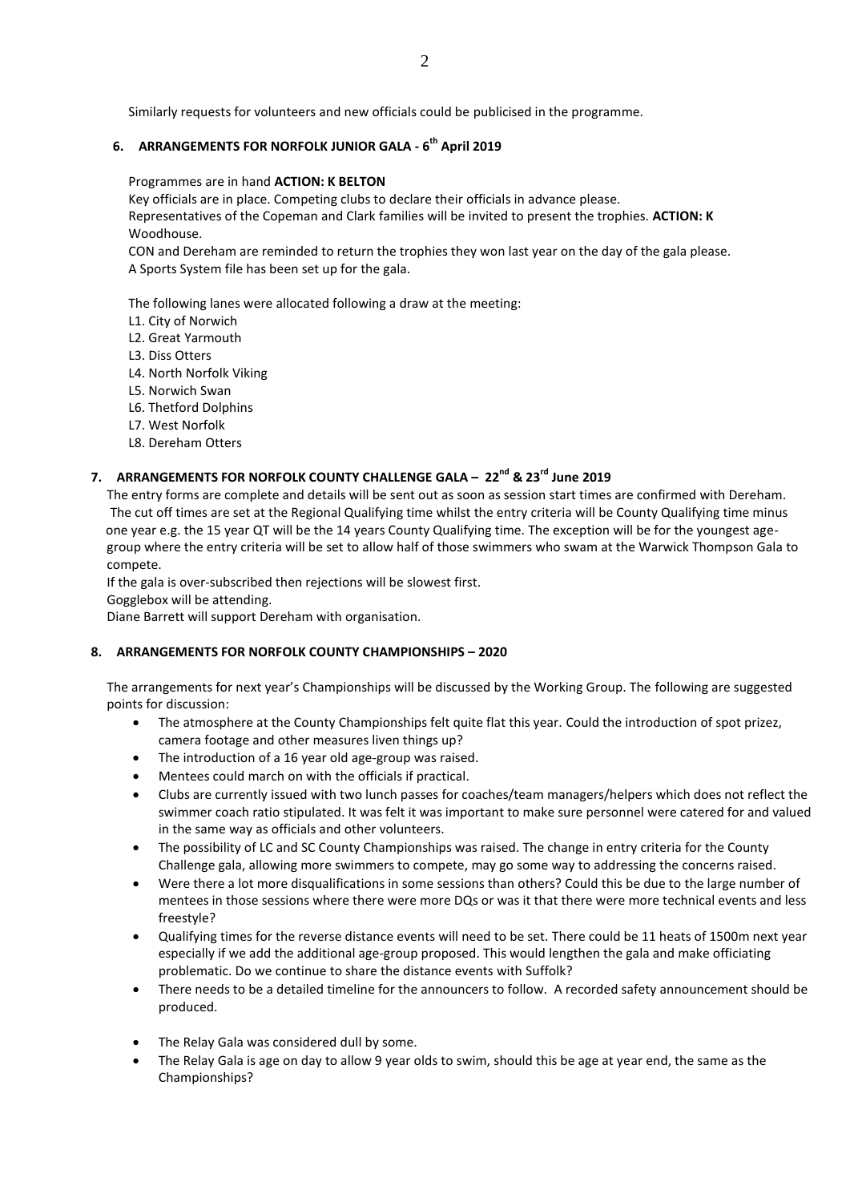Similarly requests for volunteers and new officials could be publicised in the programme.

## 6. ARRANGEMENTS FOR NORFOLK JUNIOR GALA - 6th April 2019

Programmes are in hand **ACTION: K BELTON**

Key officials are in place. Competing clubs to declare their officials in advance please.

Representatives of the Copeman and Clark families will be invited to present the trophies. **ACTION: K** Woodhouse.

CON and Dereham are reminded to return the trophies they won last year on the day of the gala please.

A Sports System file has been set up for the gala.

The following lanes were allocated following a draw at the meeting:

L1. City of Norwich
L2. Great Yarmouth
L3. Diss Otters
L4. North Norfolk Viking
L5. Norwich Swan
L6. Thetford Dolphins
L7. West Norfolk
L8. Dereham Otters

## 7. ARRANGEMENTS FOR NORFOLK COUNTY CHALLENGE GALA – 22nd & 23rd June 2019

The entry forms are complete and details will be sent out as soon as session start times are confirmed with Dereham. The cut off times are set at the Regional Qualifying time whilst the entry criteria will be County Qualifying time minus one year e.g. the 15 year QT will be the 14 years County Qualifying time. The exception will be for the youngest age-group where the entry criteria will be set to allow half of those swimmers who swam at the Warwick Thompson Gala to compete.

If the gala is over-subscribed then rejections will be slowest first.

Gogglebox will be attending.

Diane Barrett will support Dereham with organisation.

## 8. ARRANGEMENTS FOR NORFOLK COUNTY CHAMPIONSHIPS – 2020

The arrangements for next year's Championships will be discussed by the Working Group. The following are suggested points for discussion:

- The atmosphere at the County Championships felt quite flat this year. Could the introduction of spot prizez, camera footage and other measures liven things up?
- The introduction of a 16 year old age-group was raised.
- Mentees could march on with the officials if practical.
- Clubs are currently issued with two lunch passes for coaches/team managers/helpers which does not reflect the swimmer coach ratio stipulated. It was felt it was important to make sure personnel were catered for and valued in the same way as officials and other volunteers.
- The possibility of LC and SC County Championships was raised. The change in entry criteria for the County Challenge gala, allowing more swimmers to compete, may go some way to addressing the concerns raised.
- Were there a lot more disqualifications in some sessions than others? Could this be due to the large number of mentees in those sessions where there were more DQs or was it that there were more technical events and less freestyle?
- Qualifying times for the reverse distance events will need to be set. There could be 11 heats of 1500m next year especially if we add the additional age-group proposed. This would lengthen the gala and make officiating problematic. Do we continue to share the distance events with Suffolk?
- There needs to be a detailed timeline for the announcers to follow. A recorded safety announcement should be produced.
- The Relay Gala was considered dull by some.
- The Relay Gala is age on day to allow 9 year olds to swim, should this be age at year end, the same as the Championships?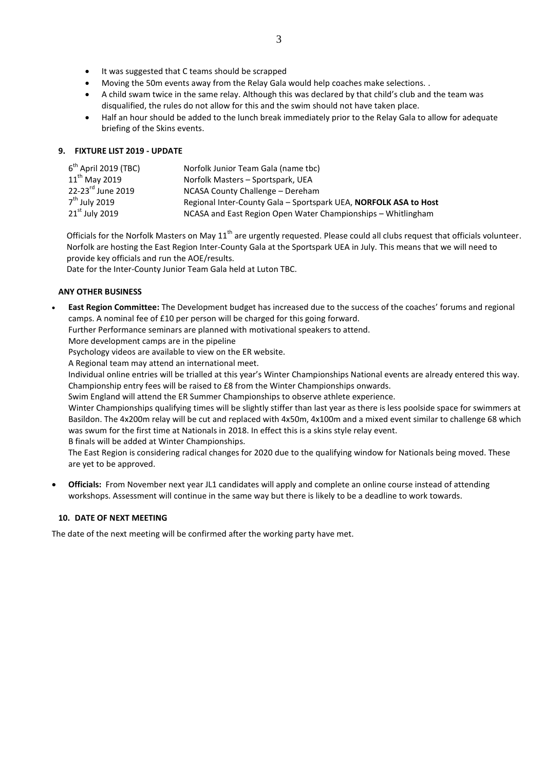- It was suggested that C teams should be scrapped
- Moving the 50m events away from the Relay Gala would help coaches make selections. .
- A child swam twice in the same relay. Although this was declared by that child's club and the team was disqualified, the rules do not allow for this and the swim should not have taken place.
- Half an hour should be added to the lunch break immediately prior to the Relay Gala to allow for adequate briefing of the Skins events.

### 9. FIXTURE LIST 2019 - UPDATE

| | |
|---|---|
| 6th April 2019 (TBC) | Norfolk Junior Team Gala (name tbc) |
| 11th May 2019 | Norfolk Masters – Sportspark, UEA |
| 22-23rd June 2019 | NCASA County Challenge – Dereham |
| 7th July 2019 | Regional Inter-County Gala – Sportspark UEA, **NORFOLK ASA to Host** |
| 21st July 2019 | NCASA and East Region Open Water Championships – Whitlingham |

Officials for the Norfolk Masters on May 11th are urgently requested. Please could all clubs request that officials volunteer. Norfolk are hosting the East Region Inter-County Gala at the Sportspark UEA in July. This means that we will need to provide key officials and run the AOE/results.

Date for the Inter-County Junior Team Gala held at Luton TBC.

### ANY OTHER BUSINESS

- **East Region Committee:** The Development budget has increased due to the success of the coaches' forums and regional camps. A nominal fee of £10 per person will be charged for this going forward.
  Further Performance seminars are planned with motivational speakers to attend.
  More development camps are in the pipeline
  Psychology videos are available to view on the ER website.
  A Regional team may attend an international meet.
  Individual online entries will be trialled at this year's Winter Championships National events are already entered this way.
  Championship entry fees will be raised to £8 from the Winter Championships onwards.
  Swim England will attend the ER Summer Championships to observe athlete experience.
  Winter Championships qualifying times will be slightly stiffer than last year as there is less poolside space for swimmers at Basildon. The 4x200m relay will be cut and replaced with 4x50m, 4x100m and a mixed event similar to challenge 68 which was swum for the first time at Nationals in 2018. In effect this is a skins style relay event.
  B finals will be added at Winter Championships.
  The East Region is considering radical changes for 2020 due to the qualifying window for Nationals being moved. These are yet to be approved.

- **Officials:** From November next year JL1 candidates will apply and complete an online course instead of attending workshops. Assessment will continue in the same way but there is likely to be a deadline to work towards.

### 10. DATE OF NEXT MEETING

The date of the next meeting will be confirmed after the working party have met.